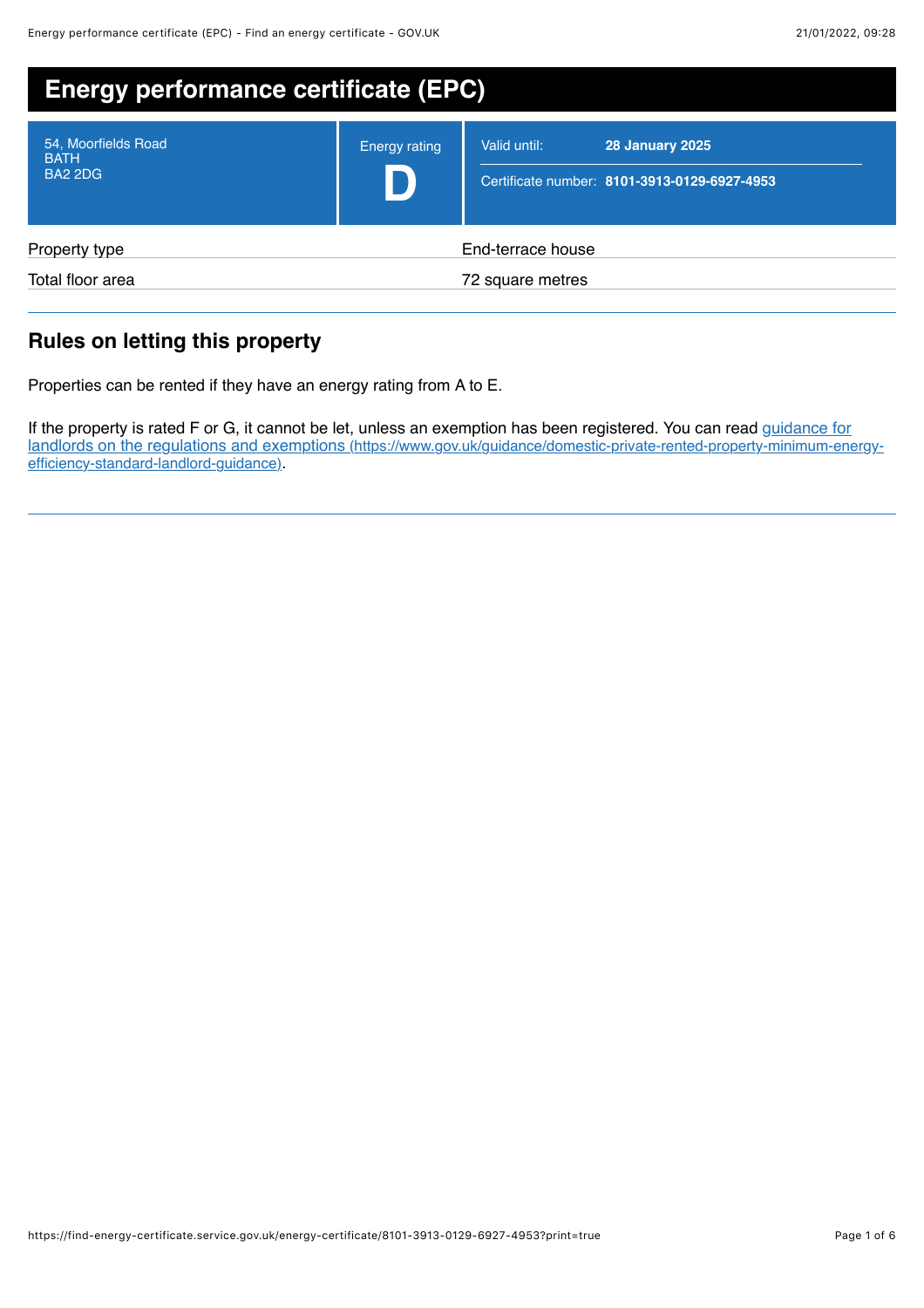# Energy performance certificate (EPC)

| 54, Moorfields Road<br>BATH<br>BA2 2DG | Energy rating<br>**D** | Valid until: **28 January 2025**<br>Certificate number: **8101-3913-0129-6927-4953** |
| --- | --- | --- |

| Property type | End-terrace house |
| --- | --- |
| Total floor area | 72 square metres |

## Rules on letting this property

Properties can be rented if they have an energy rating from A to E.

If the property is rated F or G, it cannot be let, unless an exemption has been registered. You can read [guidance for landlords on the regulations and exemptions](https://www.gov.uk/guidance/domestic-private-rented-property-minimum-energy-efficiency-standard-landlord-guidance) (https://www.gov.uk/guidance/domestic-private-rented-property-minimum-energy-efficiency-standard-landlord-guidance).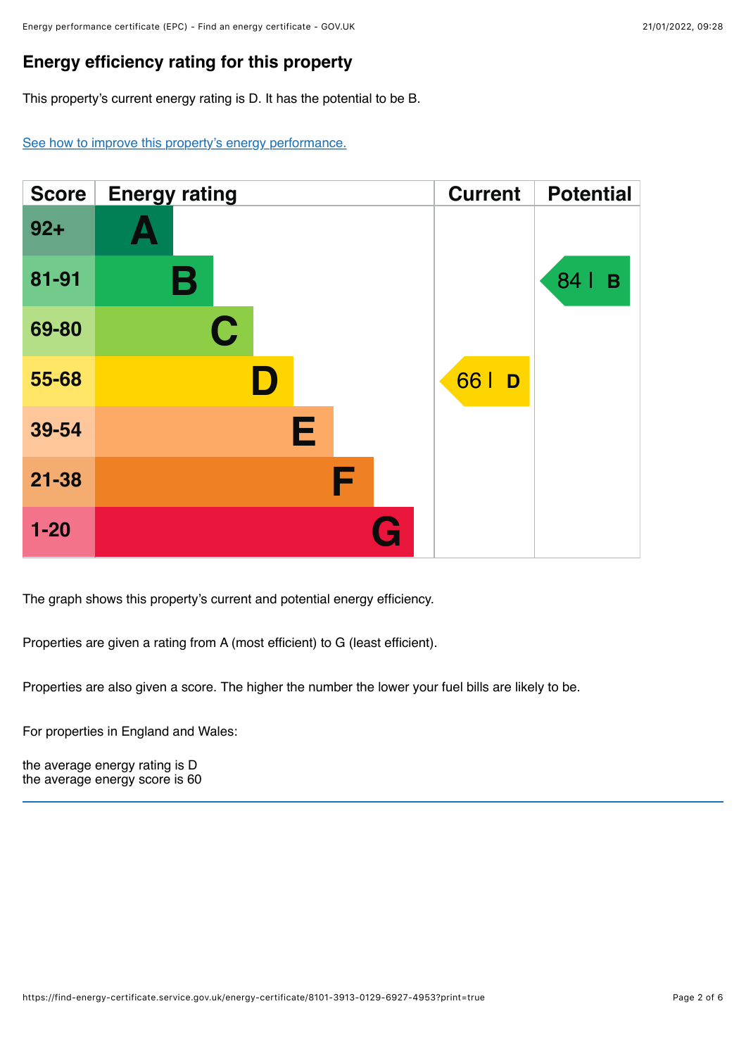## Energy efficiency rating for this property

This property's current energy rating is D. It has the potential to be B.

[See how to improve this property's energy performance.](#)

| Score | Energy rating | Current | Potential |
|---|---|---|---|
| 92+ | A | | |
| 81-91 | B | | 84 B |
| 69-80 | C | | |
| 55-68 | D | 66 D | |
| 39-54 | E | | |
| 21-38 | F | | |
| 1-20 | G | | |

The graph shows this property's current and potential energy efficiency.

Properties are given a rating from A (most efficient) to G (least efficient).

Properties are also given a score. The higher the number the lower your fuel bills are likely to be.

For properties in England and Wales:

the average energy rating is D
the average energy score is 60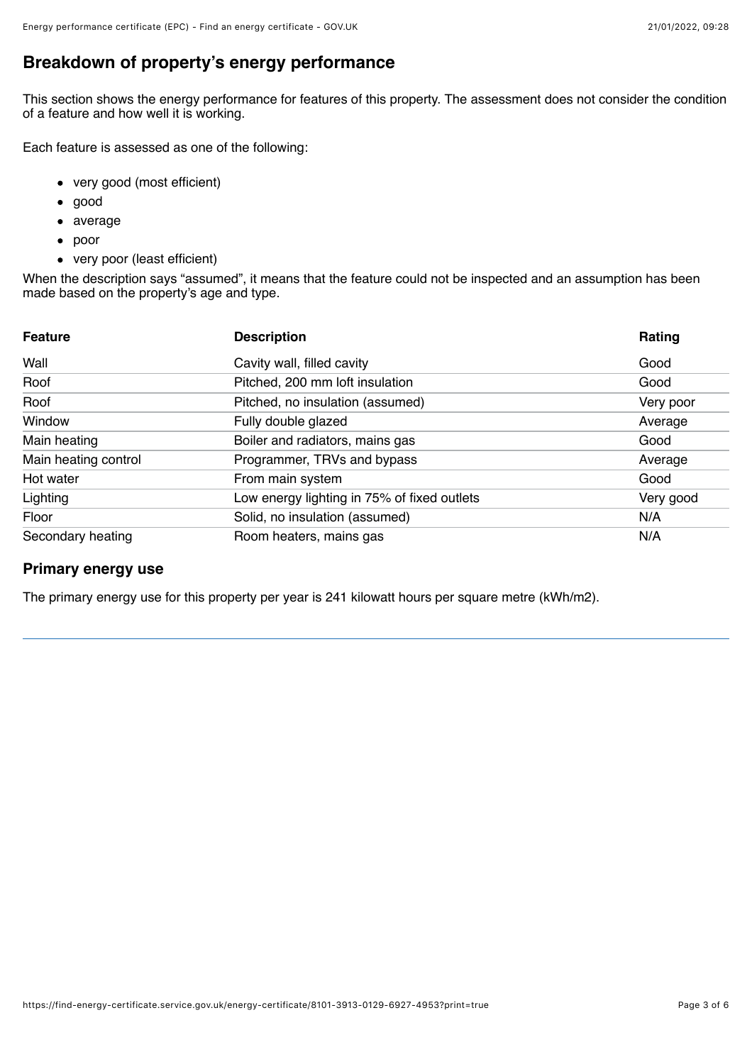## Breakdown of property's energy performance

This section shows the energy performance for features of this property. The assessment does not consider the condition of a feature and how well it is working.

Each feature is assessed as one of the following:

- very good (most efficient)
- good
- average
- poor
- very poor (least efficient)

When the description says "assumed", it means that the feature could not be inspected and an assumption has been made based on the property's age and type.

| Feature | Description | Rating |
|---|---|---|
| Wall | Cavity wall, filled cavity | Good |
| Roof | Pitched, 200 mm loft insulation | Good |
| Roof | Pitched, no insulation (assumed) | Very poor |
| Window | Fully double glazed | Average |
| Main heating | Boiler and radiators, mains gas | Good |
| Main heating control | Programmer, TRVs and bypass | Average |
| Hot water | From main system | Good |
| Lighting | Low energy lighting in 75% of fixed outlets | Very good |
| Floor | Solid, no insulation (assumed) | N/A |
| Secondary heating | Room heaters, mains gas | N/A |

### Primary energy use

The primary energy use for this property per year is 241 kilowatt hours per square metre (kWh/m2).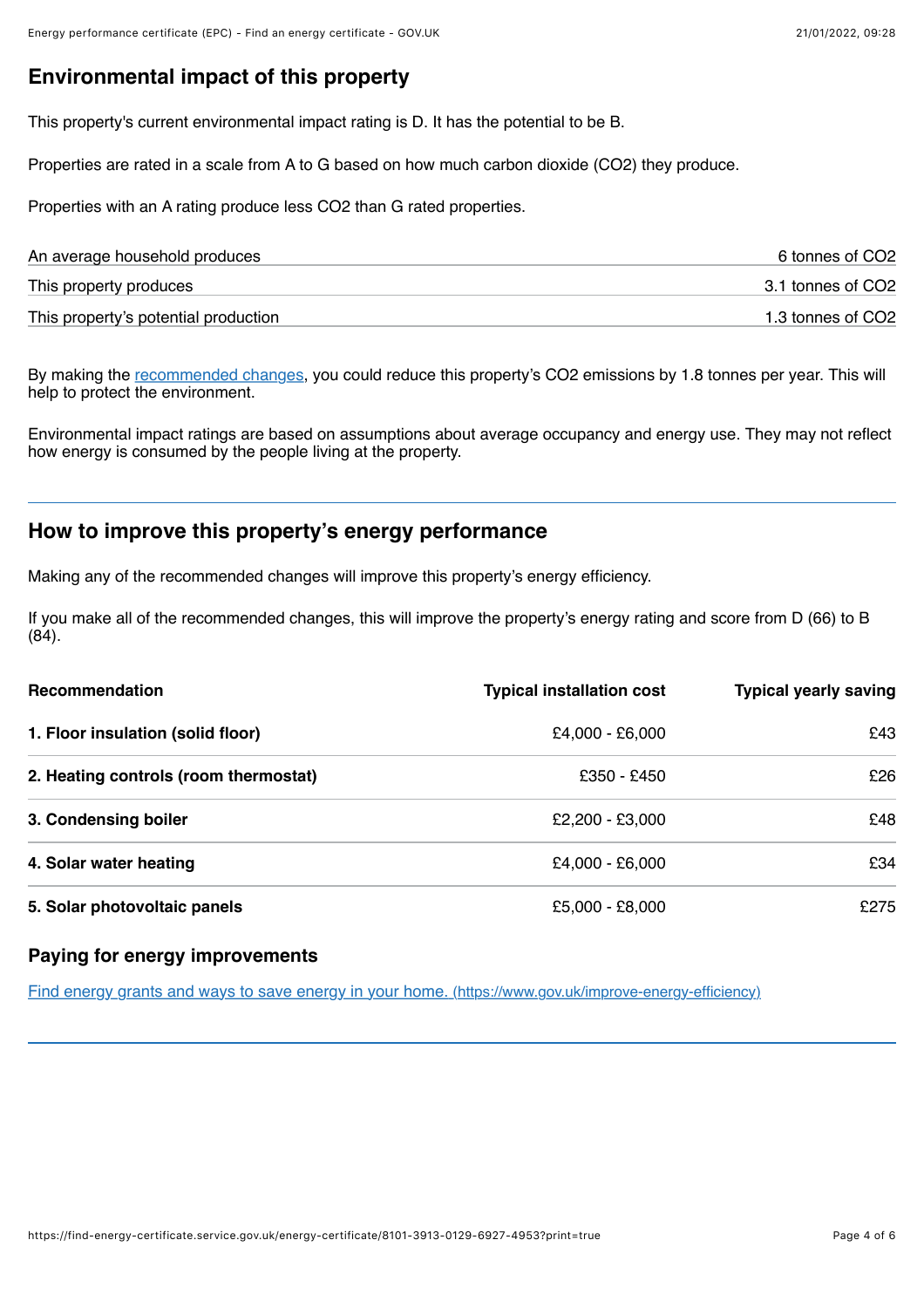## Environmental impact of this property

This property's current environmental impact rating is D. It has the potential to be B.

Properties are rated in a scale from A to G based on how much carbon dioxide ($CO_2$) they produce.

Properties with an A rating produce less $CO_2$ than G rated properties.

| | |
|---|---|
| An average household produces | 6 tonnes of $CO_2$ |
| This property produces | 3.1 tonnes of $CO_2$ |
| This property's potential production | 1.3 tonnes of $CO_2$ |

By making the recommended changes, you could reduce this property's $CO_2$ emissions by 1.8 tonnes per year. This will help to protect the environment.

Environmental impact ratings are based on assumptions about average occupancy and energy use. They may not reflect how energy is consumed by the people living at the property.

## How to improve this property's energy performance

Making any of the recommended changes will improve this property's energy efficiency.

If you make all of the recommended changes, this will improve the property's energy rating and score from D (66) to B (84).

| Recommendation | Typical installation cost | Typical yearly saving |
|---|---|---|
| **1. Floor insulation (solid floor)** | £4,000 - £6,000 | £43 |
| **2. Heating controls (room thermostat)** | £350 - £450 | £26 |
| **3. Condensing boiler** | £2,200 - £3,000 | £48 |
| **4. Solar water heating** | £4,000 - £6,000 | £34 |
| **5. Solar photovoltaic panels** | £5,000 - £8,000 | £275 |

### Paying for energy improvements

Find energy grants and ways to save energy in your home. (https://www.gov.uk/improve-energy-efficiency)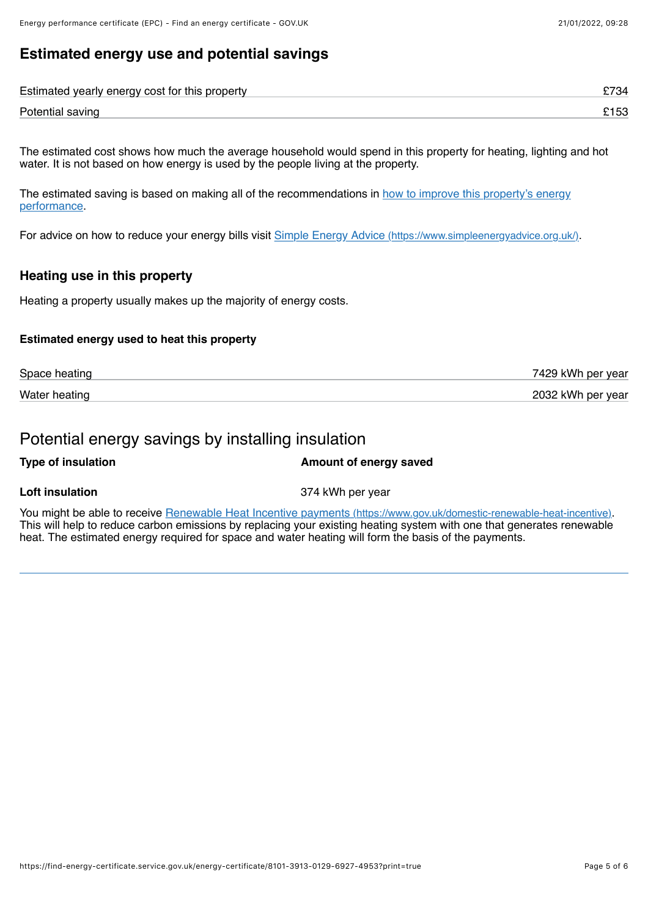## Estimated energy use and potential savings

| | |
|---|---|
| Estimated yearly energy cost for this property | £734 |
| Potential saving | £153 |

The estimated cost shows how much the average household would spend in this property for heating, lighting and hot water. It is not based on how energy is used by the people living at the property.

The estimated saving is based on making all of the recommendations in [how to improve this property's energy performance](#).

For advice on how to reduce your energy bills visit [Simple Energy Advice (https://www.simpleenergyadvice.org.uk/)](https://www.simpleenergyadvice.org.uk/).

## Heating use in this property

Heating a property usually makes up the majority of energy costs.

### Estimated energy used to heat this property

| | |
|---|---|
| Space heating | 7429 kWh per year |
| Water heating | 2032 kWh per year |

## Potential energy savings by installing insulation

| Type of insulation | Amount of energy saved |
|---|---|
| **Loft insulation** | 374 kWh per year |

You might be able to receive [Renewable Heat Incentive payments (https://www.gov.uk/domestic-renewable-heat-incentive)](https://www.gov.uk/domestic-renewable-heat-incentive). This will help to reduce carbon emissions by replacing your existing heating system with one that generates renewable heat. The estimated energy required for space and water heating will form the basis of the payments.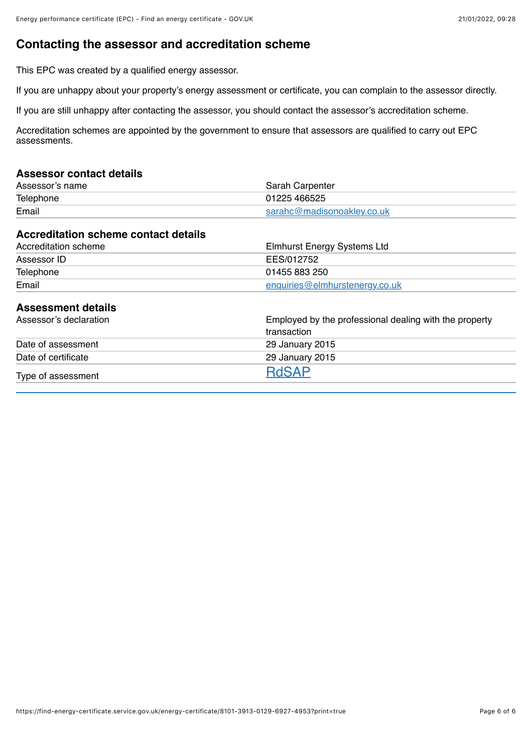## Contacting the assessor and accreditation scheme

This EPC was created by a qualified energy assessor.

If you are unhappy about your property's energy assessment or certificate, you can complain to the assessor directly.

If you are still unhappy after contacting the assessor, you should contact the assessor's accreditation scheme.

Accreditation schemes are appointed by the government to ensure that assessors are qualified to carry out EPC assessments.

### Assessor contact details

| | |
|---|---|
| Assessor's name | Sarah Carpenter |
| Telephone | 01225 466525 |
| Email | sarahc@madisonoakley.co.uk |

### Accreditation scheme contact details

| | |
|---|---|
| Accreditation scheme | Elmhurst Energy Systems Ltd |
| Assessor ID | EES/012752 |
| Telephone | 01455 883 250 |
| Email | enquiries@elmhurstenergy.co.uk |

### Assessment details

| | |
|---|---|
| Assessor's declaration | Employed by the professional dealing with the property transaction |
| Date of assessment | 29 January 2015 |
| Date of certificate | 29 January 2015 |
| Type of assessment | RdSAP |